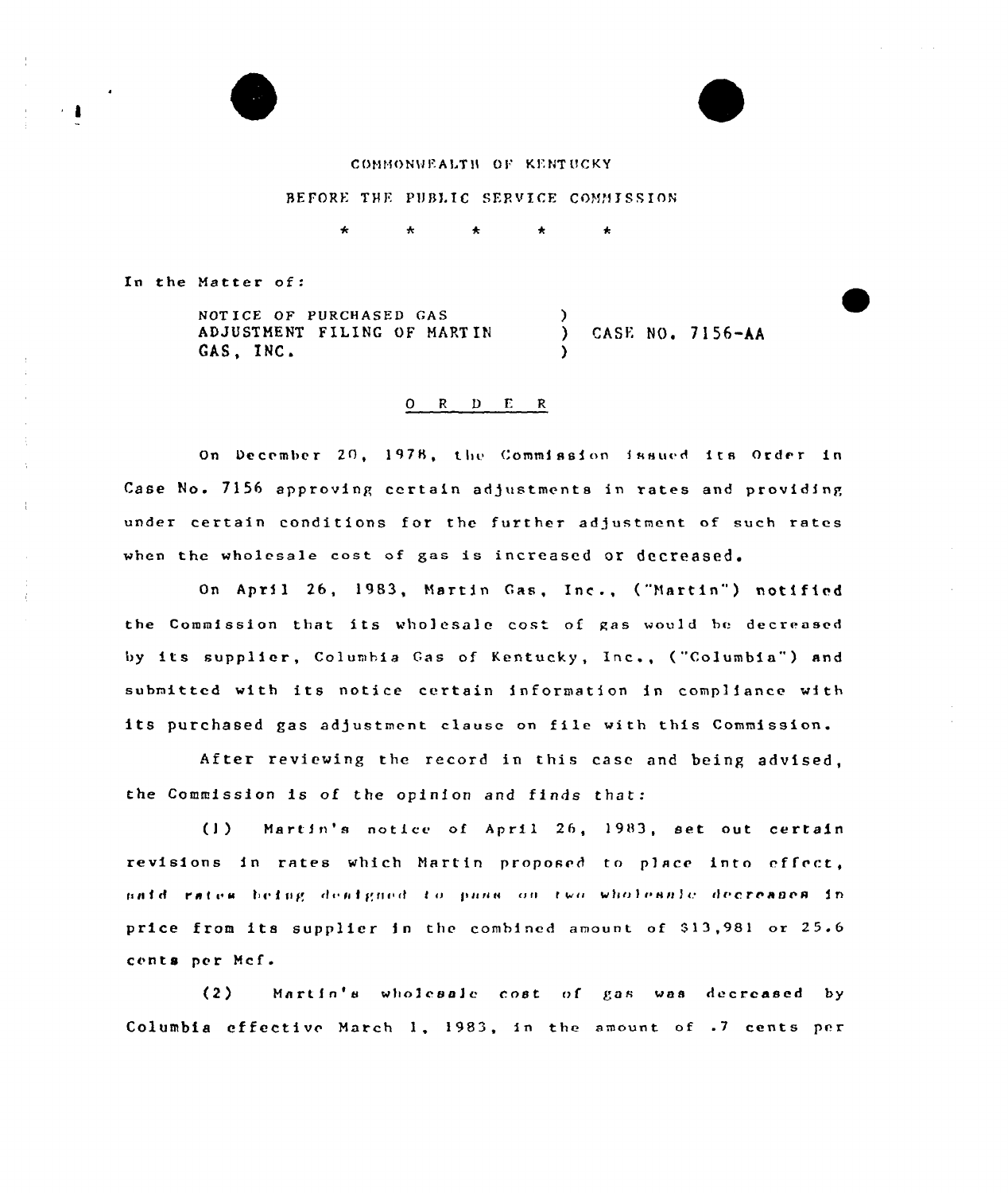COMMONWEALTH OF KENTUCKY

BEFORE THE PUBLIC SERVICE COMMISSION

\* \* \* \* \*

In the Matter of:

| | | |
|---|---|---|
| NOTICE OF PURCHASED GAS ADJUSTMENT FILING OF MARTIN GAS, INC. | ) | CASE NO. 7156-AA |

O R D E R

On December 20, 1978, the Commission issued its Order in Case No. 7156 approving certain adjustments in rates and providing under certain conditions for the further adjustment of such rates when the wholesale cost of gas is increased or decreased.

On April 26, 1983, Martin Gas, Inc., ("Martin") notified the Commission that its wholesale cost of gas would be decreased by its supplier, Columbia Gas of Kentucky, Inc., ("Columbia") and submitted with its notice certain information in compliance with its purchased gas adjustment clause on file with this Commission.

After reviewing the record in this case and being advised, the Commission is of the opinion and finds that:

(1) Martin's notice of April 26, 1983, set out certain revisions in rates which Martin proposed to place into effect, said rates being designed to pass on two wholesale decreases in price from its supplier in the combined amount of $13,981 or 25.6 cents per Mcf.

(2) Martin's wholesale cost of gas was decreased by Columbia effective March 1, 1983, in the amount of .7 cents per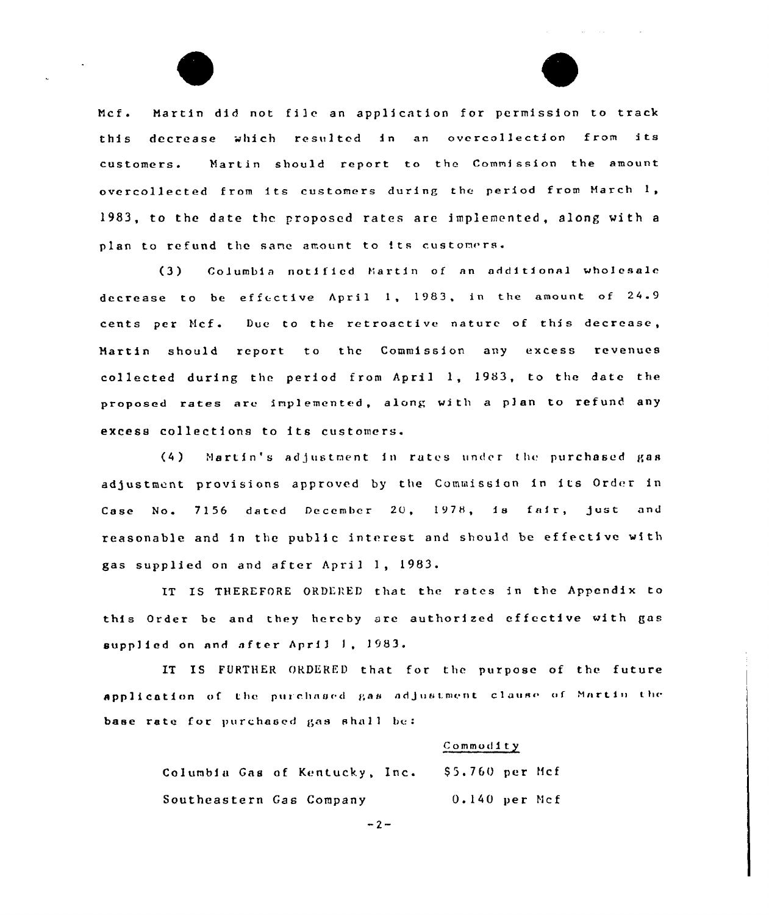Mcf. Martin did not file an application for permission to track this decrease which resulted in an overcollection from its customers. Martin should report to the Commission the amount overcollected from its customers during the period from March 1, 1983, to the date the proposed rates are implemented, along with a plan to refund the same amount to its customers.

(3) Columbia notified Martin of an additional wholesale decrease to be effective April 1, 1983, in the amount of 24.9 cents per Mcf. Due to the retroactive nature of this decrease, Martin should report to the Commission any excess revenues collected during the period from April 1, 1983, to the date the proposed rates are implemented, along with a plan to refund any excess collections to its customers.

(4) Martin's adjustment in rates under the purchased gas adjustment provisions approved by the Commission in its Order in Case No. 7156 dated December 20, 1978, is fair, just and reasonable and in the public interest and should be effective with gas supplied on and after April 1, 1983.

IT IS THEREFORE ORDERED that the rates in the Appendix to this Order be and they hereby are authorized effective with gas supplied on and after April 1, 1983.

IT IS FURTHER ORDERED that for the purpose of the future application of the purchased gas adjustment clause of Martin the base rate for purchased gas shall be:

| | Commodity |
|---|---|
| Columbia Gas of Kentucky, Inc. | $5.760 per Mcf |
| Southeastern Gas Company | 0.140 per Mcf |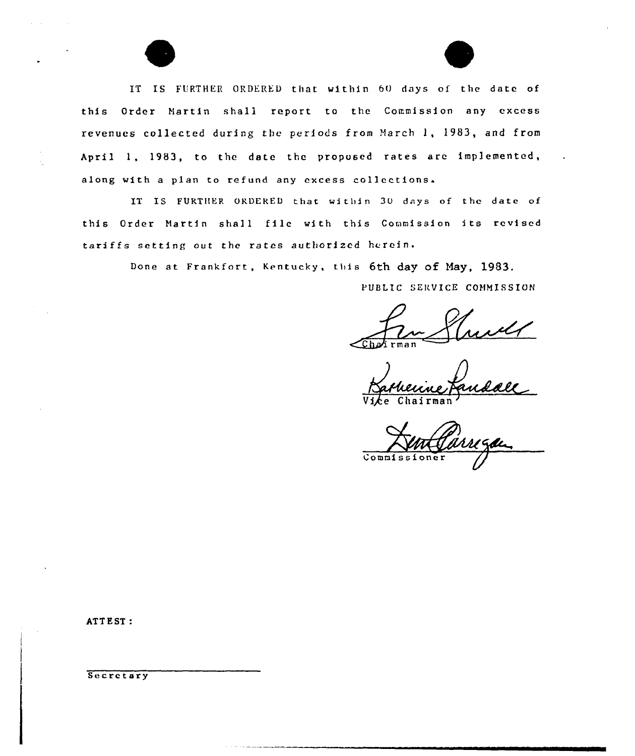IT IS FURTHER ORDERED that within 60 days of the date of this Order Martin shall report to the Commission any excess revenues collected during the periods from March 1, 1983, and from April 1, 1983, to the date the proposed rates are implemented, along with a plan to refund any excess collections.

IT IS FURTHER ORDERED that within 30 days of the date of this Order Martin shall file with this Commission its revised tariffs setting out the rates authorized herein.

Done at Frankfort, Kentucky, this 6th day of May, 1983.

PUBLIC SERVICE COMMISSION

Chairman

Vice Chairman

Commissioner

ATTEST:

Secretary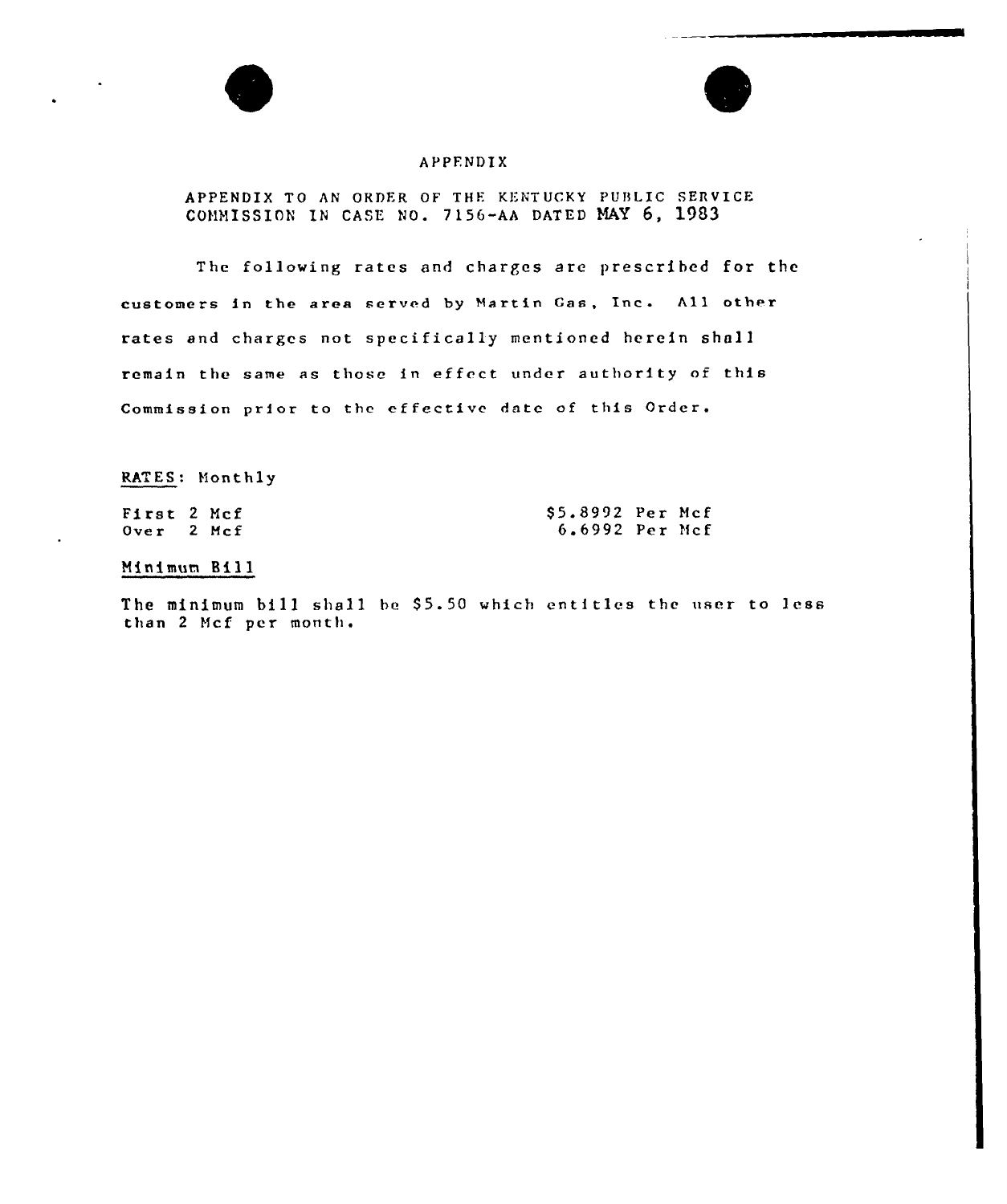# APPENDIX

APPENDIX TO AN ORDER OF THE KENTUCKY PUBLIC SERVICE COMMISSION IN CASE NO. 7156-AA DATED MAY 6, 1983

The following rates and charges are prescribed for the customers in the area served by Martin Gas, Inc. All other rates and charges not specifically mentioned herein shall remain the same as those in effect under authority of this Commission prior to the effective date of this Order.

RATES: Monthly

| | |
|---|---|
| First 2 Mcf | $5.8992 Per Mcf |
| Over 2 Mcf | 6.6992 Per Mcf |

Minimum Bill

The minimum bill shall be $5.50 which entitles the user to less than 2 Mcf per month.